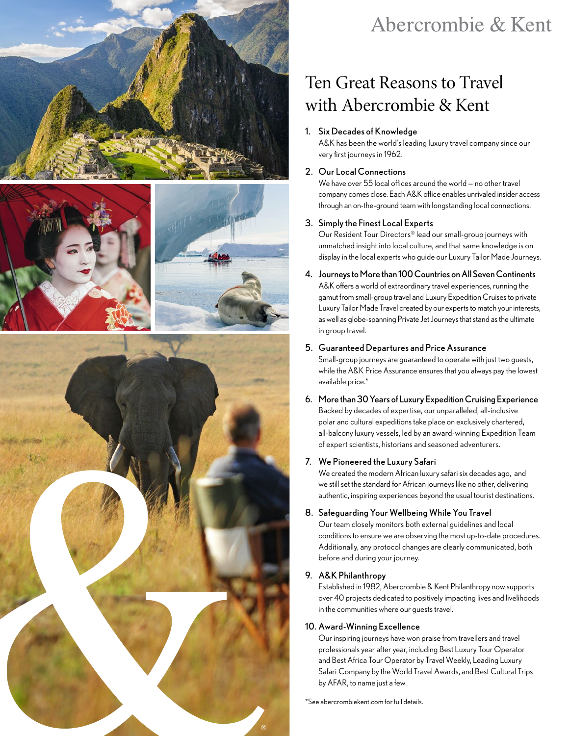Abercrombie & Kent

# Ten Great Reasons to Travel with Abercrombie & Kent

1. **Six Decades of Knowledge**
   A&K has been the world's leading luxury travel company since our very first journeys in 1962.

2. **Our Local Connections**
   We have over 55 local offices around the world – no other travel company comes close. Each A&K office enables unrivaled insider access through an on-the-ground team with longstanding local connections.

3. **Simply the Finest Local Experts**
   Our Resident Tour Directors® lead our small-group journeys with unmatched insight into local culture, and that same knowledge is on display in the local experts who guide our Luxury Tailor Made Journeys.

4. **Journeys to More than 100 Countries on All Seven Continents**
   A&K offers a world of extraordinary travel experiences, running the gamut from small-group travel and Luxury Expedition Cruises to private Luxury Tailor Made Travel created by our experts to match your interests, as well as globe-spanning Private Jet Journeys that stand as the ultimate in group travel.

5. **Guaranteed Departures and Price Assurance**
   Small-group journeys are guaranteed to operate with just two guests, while the A&K Price Assurance ensures that you always pay the lowest available price.*

6. **More than 30 Years of Luxury Expedition Cruising Experience**
   Backed by decades of expertise, our unparalleled, all-inclusive polar and cultural expeditions take place on exclusively chartered, all-balcony luxury vessels, led by an award-winning Expedition Team of expert scientists, historians and seasoned adventurers.

7. **We Pioneered the Luxury Safari**
   We created the modern African luxury safari six decades ago, and we still set the standard for African journeys like no other, delivering authentic, inspiring experiences beyond the usual tourist destinations.

8. **Safeguarding Your Wellbeing While You Travel**
   Our team closely monitors both external guidelines and local conditions to ensure we are observing the most up-to-date procedures. Additionally, any protocol changes are clearly communicated, both before and during your journey.

9. **A&K Philanthropy**
   Established in 1982, Abercrombie & Kent Philanthropy now supports over 40 projects dedicated to positively impacting lives and livelihoods in the communities where our guests travel.

10. **Award-Winning Excellence**
    Our inspiring journeys have won praise from travellers and travel professionals year after year, including Best Luxury Tour Operator and Best Africa Tour Operator by Travel Weekly, Leading Luxury Safari Company by the World Travel Awards, and Best Cultural Trips by AFAR, to name just a few.

*See abercrombiekent.com for full details.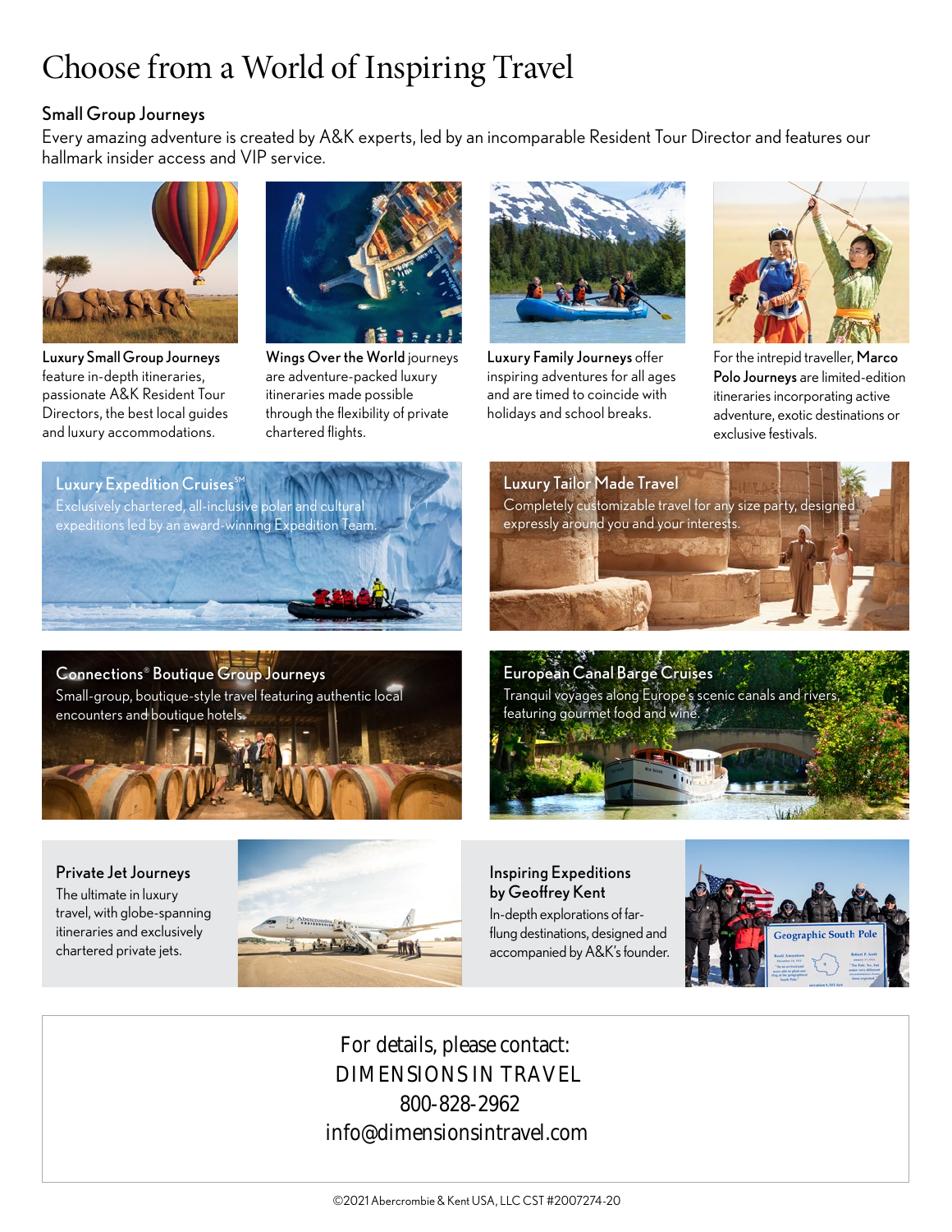# Choose from a World of Inspiring Travel

## Small Group Journeys

Every amazing adventure is created by A&K experts, led by an incomparable Resident Tour Director and features our hallmark insider access and VIP service.

**Luxury Small Group Journeys** feature in-depth itineraries, passionate A&K Resident Tour Directors, the best local guides and luxury accommodations.

**Wings Over the World** journeys are adventure-packed luxury itineraries made possible through the flexibility of private chartered flights.

**Luxury Family Journeys** offer inspiring adventures for all ages and are timed to coincide with holidays and school breaks.

For the intrepid traveller, **Marco Polo Journeys** are limited-edition itineraries incorporating active adventure, exotic destinations or exclusive festivals.

### Luxury Expedition Cruises℠

Exclusively chartered, all-inclusive polar and cultural expeditions led by an award-winning Expedition Team.

### Luxury Tailor Made Travel

Completely customizable travel for any size party, designed expressly around you and your interests.

### Connections® Boutique Group Journeys

Small-group, boutique-style travel featuring authentic local encounters and boutique hotels.

### European Canal Barge Cruises

Tranquil voyages along Europe's scenic canals and rivers, featuring gourmet food and wine.

### Private Jet Journeys

The ultimate in luxury travel, with globe-spanning itineraries and exclusively chartered private jets.

### Inspiring Expeditions by Geoffrey Kent

In-depth explorations of far-flung destinations, designed and accompanied by A&K's founder.

For details, please contact:
DIMENSIONS IN TRAVEL
800-828-2962
info@dimensionsintravel.com

©2021 Abercrombie & Kent USA, LLC CST #2007274-20